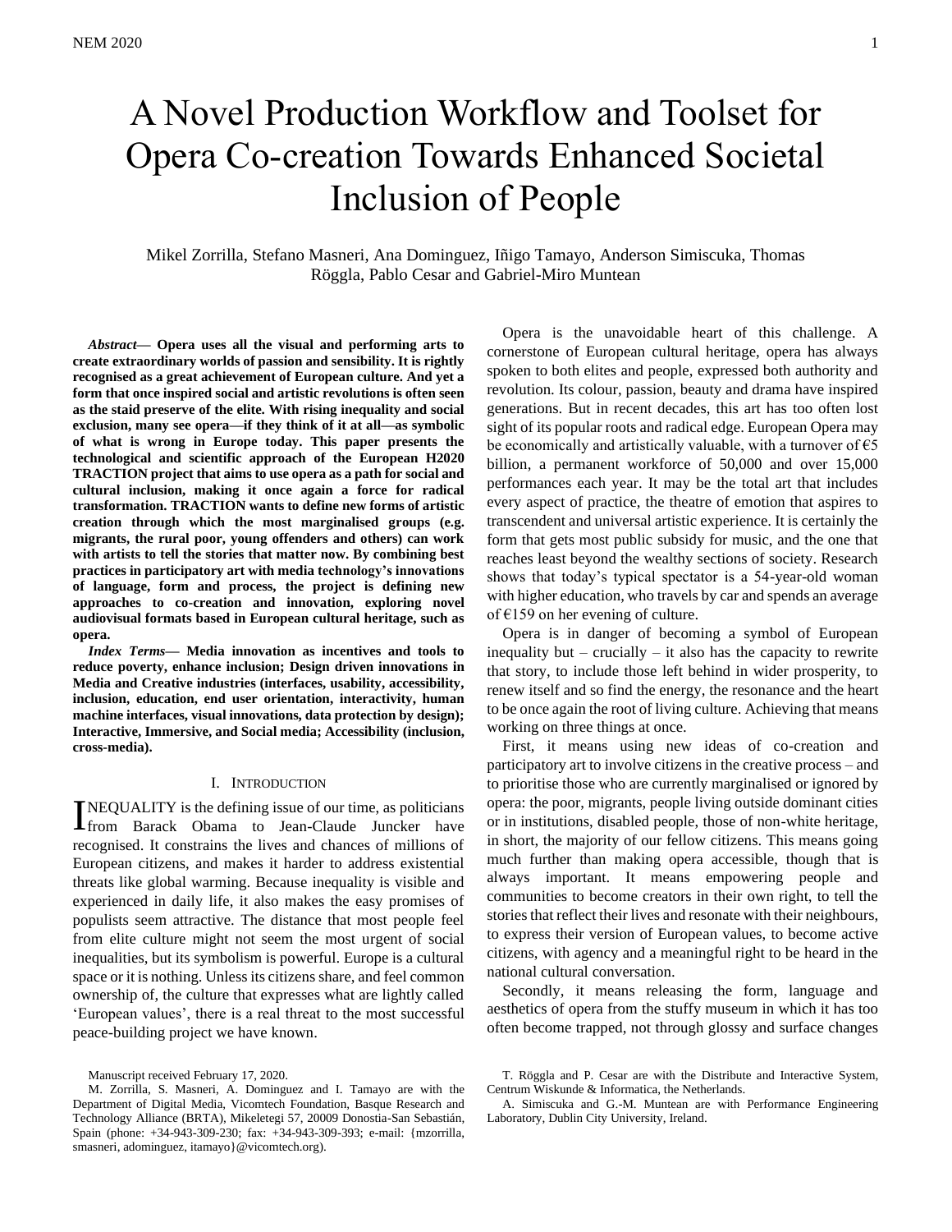# A Novel Production Workflow and Toolset for Opera Co-creation Towards Enhanced Societal Inclusion of People

Mikel Zorrilla, Stefano Masneri, Ana Dominguez, Iñigo Tamayo, Anderson Simiscuka, Thomas Röggla, Pablo Cesar and Gabriel-Miro Muntean

***Abstract*— Opera uses all the visual and performing arts to create extraordinary worlds of passion and sensibility. It is rightly recognised as a great achievement of European culture. And yet a form that once inspired social and artistic revolutions is often seen as the staid preserve of the elite. With rising inequality and social exclusion, many see opera—if they think of it at all—as symbolic of what is wrong in Europe today. This paper presents the technological and scientific approach of the European H2020 TRACTION project that aims to use opera as a path for social and cultural inclusion, making it once again a force for radical transformation. TRACTION wants to define new forms of artistic creation through which the most marginalised groups (e.g. migrants, the rural poor, young offenders and others) can work with artists to tell the stories that matter now. By combining best practices in participatory art with media technology's innovations of language, form and process, the project is defining new approaches to co-creation and innovation, exploring novel audiovisual formats based in European cultural heritage, such as opera.**

***Index Terms*— Media innovation as incentives and tools to reduce poverty, enhance inclusion; Design driven innovations in Media and Creative industries (interfaces, usability, accessibility, inclusion, education, end user orientation, interactivity, human machine interfaces, visual innovations, data protection by design); Interactive, Immersive, and Social media; Accessibility (inclusion, cross-media).**

## I. Introduction

INEQUALITY is the defining issue of our time, as politicians from Barack Obama to Jean-Claude Juncker have recognised. It constrains the lives and chances of millions of European citizens, and makes it harder to address existential threats like global warming. Because inequality is visible and experienced in daily life, it also makes the easy promises of populists seem attractive. The distance that most people feel from elite culture might not seem the most urgent of social inequalities, but its symbolism is powerful. Europe is a cultural space or it is nothing. Unless its citizens share, and feel common ownership of, the culture that expresses what are lightly called 'European values', there is a real threat to the most successful peace-building project we have known.

Opera is the unavoidable heart of this challenge. A cornerstone of European cultural heritage, opera has always spoken to both elites and people, expressed both authority and revolution. Its colour, passion, beauty and drama have inspired generations. But in recent decades, this art has too often lost sight of its popular roots and radical edge. European Opera may be economically and artistically valuable, with a turnover of €5 billion, a permanent workforce of 50,000 and over 15,000 performances each year. It may be the total art that includes every aspect of practice, the theatre of emotion that aspires to transcendent and universal artistic experience. It is certainly the form that gets most public subsidy for music, and the one that reaches least beyond the wealthy sections of society. Research shows that today's typical spectator is a 54-year-old woman with higher education, who travels by car and spends an average of €159 on her evening of culture.

Opera is in danger of becoming a symbol of European inequality but – crucially – it also has the capacity to rewrite that story, to include those left behind in wider prosperity, to renew itself and so find the energy, the resonance and the heart to be once again the root of living culture. Achieving that means working on three things at once.

First, it means using new ideas of co-creation and participatory art to involve citizens in the creative process – and to prioritise those who are currently marginalised or ignored by opera: the poor, migrants, people living outside dominant cities or in institutions, disabled people, those of non-white heritage, in short, the majority of our fellow citizens. This means going much further than making opera accessible, though that is always important. It means empowering people and communities to become creators in their own right, to tell the stories that reflect their lives and resonate with their neighbours, to express their version of European values, to become active citizens, with agency and a meaningful right to be heard in the national cultural conversation.

Secondly, it means releasing the form, language and aesthetics of opera from the stuffy museum in which it has too often become trapped, not through glossy and surface changes

Manuscript received February 17, 2020.

M. Zorrilla, S. Masneri, A. Dominguez and I. Tamayo are with the Department of Digital Media, Vicomtech Foundation, Basque Research and Technology Alliance (BRTA), Mikeletegi 57, 20009 Donostia-San Sebastián, Spain (phone: +34-943-309-230; fax: +34-943-309-393; e-mail: {mzorrilla, smasneri, adominguez, itamayo}@vicomtech.org).

T. Röggla and P. Cesar are with the Distribute and Interactive System, Centrum Wiskunde & Informatica, the Netherlands.

A. Simiscuka and G.-M. Muntean are with Performance Engineering Laboratory, Dublin City University, Ireland.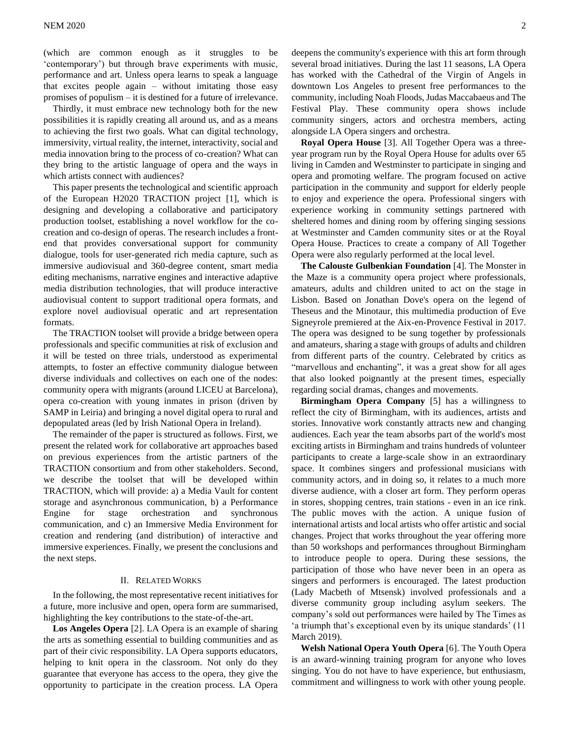(which are common enough as it struggles to be 'contemporary') but through brave experiments with music, performance and art. Unless opera learns to speak a language that excites people again – without imitating those easy promises of populism – it is destined for a future of irrelevance.

Thirdly, it must embrace new technology both for the new possibilities it is rapidly creating all around us, and as a means to achieving the first two goals. What can digital technology, immersivity, virtual reality, the internet, interactivity, social and media innovation bring to the process of co-creation? What can they bring to the artistic language of opera and the ways in which artists connect with audiences?

This paper presents the technological and scientific approach of the European H2020 TRACTION project [1], which is designing and developing a collaborative and participatory production toolset, establishing a novel workflow for the co-creation and co-design of operas. The research includes a front-end that provides conversational support for community dialogue, tools for user-generated rich media capture, such as immersive audiovisual and 360-degree content, smart media editing mechanisms, narrative engines and interactive adaptive media distribution technologies, that will produce interactive audiovisual content to support traditional opera formats, and explore novel audiovisual operatic and art representation formats.

The TRACTION toolset will provide a bridge between opera professionals and specific communities at risk of exclusion and it will be tested on three trials, understood as experimental attempts, to foster an effective community dialogue between diverse individuals and collectives on each one of the nodes: community opera with migrants (around LICEU at Barcelona), opera co-creation with young inmates in prison (driven by SAMP in Leiria) and bringing a novel digital opera to rural and depopulated areas (led by Irish National Opera in Ireland).

The remainder of the paper is structured as follows. First, we present the related work for collaborative art approaches based on previous experiences from the artistic partners of the TRACTION consortium and from other stakeholders. Second, we describe the toolset that will be developed within TRACTION, which will provide: a) a Media Vault for content storage and asynchronous communication, b) a Performance Engine for stage orchestration and synchronous communication, and c) an Immersive Media Environment for creation and rendering (and distribution) of interactive and immersive experiences. Finally, we present the conclusions and the next steps.

## II. Related Works

In the following, the most representative recent initiatives for a future, more inclusive and open, opera form are summarised, highlighting the key contributions to the state-of-the-art.

**Los Angeles Opera** [2]. LA Opera is an example of sharing the arts as something essential to building communities and as part of their civic responsibility. LA Opera supports educators, helping to knit opera in the classroom. Not only do they guarantee that everyone has access to the opera, they give the opportunity to participate in the creation process. LA Opera deepens the community's experience with this art form through several broad initiatives. During the last 11 seasons, LA Opera has worked with the Cathedral of the Virgin of Angels in downtown Los Angeles to present free performances to the community, including Noah Floods, Judas Maccabaeus and The Festival Play. These community opera shows include community singers, actors and orchestra members, acting alongside LA Opera singers and orchestra.

**Royal Opera House** [3]. All Together Opera was a three-year program run by the Royal Opera House for adults over 65 living in Camden and Westminster to participate in singing and opera and promoting welfare. The program focused on active participation in the community and support for elderly people to enjoy and experience the opera. Professional singers with experience working in community settings partnered with sheltered homes and dining room by offering singing sessions at Westminster and Camden community sites or at the Royal Opera House. Practices to create a company of All Together Opera were also regularly performed at the local level.

**The Calouste Gulbenkian Foundation** [4]. The Monster in the Maze is a community opera project where professionals, amateurs, adults and children united to act on the stage in Lisbon. Based on Jonathan Dove's opera on the legend of Theseus and the Minotaur, this multimedia production of Eve Signeyrole premiered at the Aix-en-Provence Festival in 2017. The opera was designed to be sung together by professionals and amateurs, sharing a stage with groups of adults and children from different parts of the country. Celebrated by critics as "marvellous and enchanting", it was a great show for all ages that also looked poignantly at the present times, especially regarding social dramas, changes and movements.

**Birmingham Opera Company** [5] has a willingness to reflect the city of Birmingham, with its audiences, artists and stories. Innovative work constantly attracts new and changing audiences. Each year the team absorbs part of the world's most exciting artists in Birmingham and trains hundreds of volunteer participants to create a large-scale show in an extraordinary space. It combines singers and professional musicians with community actors, and in doing so, it relates to a much more diverse audience, with a closer art form. They perform operas in stores, shopping centres, train stations - even in an ice rink. The public moves with the action. A unique fusion of international artists and local artists who offer artistic and social changes. Project that works throughout the year offering more than 50 workshops and performances throughout Birmingham to introduce people to opera. During these sessions, the participation of those who have never been in an opera as singers and performers is encouraged. The latest production (Lady Macbeth of Mtsensk) involved professionals and a diverse community group including asylum seekers. The company's sold out performances were hailed by The Times as 'a triumph that's exceptional even by its unique standards' (11 March 2019).

**Welsh National Opera Youth Opera** [6]. The Youth Opera is an award-winning training program for anyone who loves singing. You do not have to have experience, but enthusiasm, commitment and willingness to work with other young people.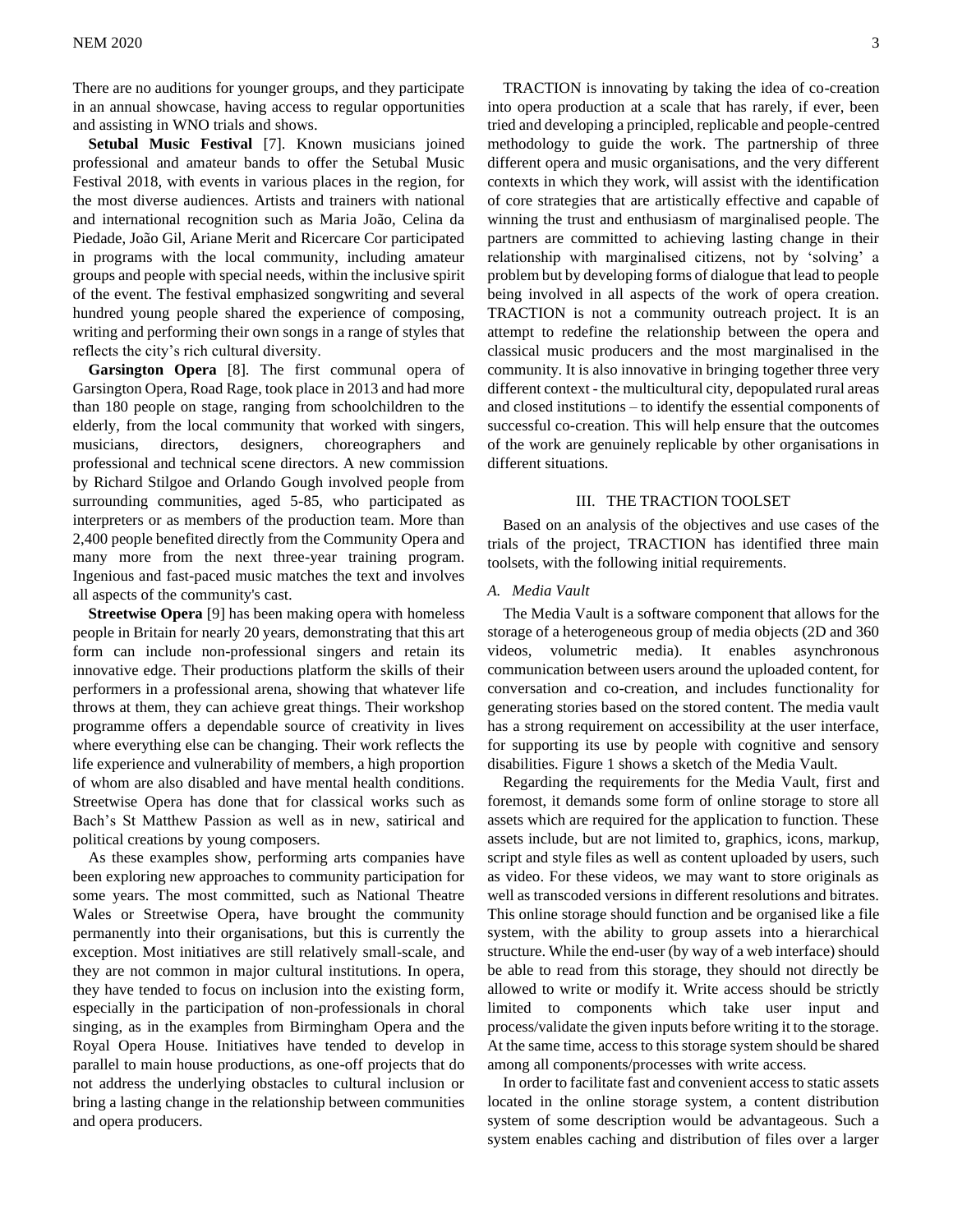There are no auditions for younger groups, and they participate in an annual showcase, having access to regular opportunities and assisting in WNO trials and shows.

**Setubal Music Festival** [7]. Known musicians joined professional and amateur bands to offer the Setubal Music Festival 2018, with events in various places in the region, for the most diverse audiences. Artists and trainers with national and international recognition such as Maria João, Celina da Piedade, João Gil, Ariane Merit and Ricercare Cor participated in programs with the local community, including amateur groups and people with special needs, within the inclusive spirit of the event. The festival emphasized songwriting and several hundred young people shared the experience of composing, writing and performing their own songs in a range of styles that reflects the city's rich cultural diversity.

**Garsington Opera** [8]. The first communal opera of Garsington Opera, Road Rage, took place in 2013 and had more than 180 people on stage, ranging from schoolchildren to the elderly, from the local community that worked with singers, musicians, directors, designers, choreographers and professional and technical scene directors. A new commission by Richard Stilgoe and Orlando Gough involved people from surrounding communities, aged 5-85, who participated as interpreters or as members of the production team. More than 2,400 people benefited directly from the Community Opera and many more from the next three-year training program. Ingenious and fast-paced music matches the text and involves all aspects of the community's cast.

**Streetwise Opera** [9] has been making opera with homeless people in Britain for nearly 20 years, demonstrating that this art form can include non-professional singers and retain its innovative edge. Their productions platform the skills of their performers in a professional arena, showing that whatever life throws at them, they can achieve great things. Their workshop programme offers a dependable source of creativity in lives where everything else can be changing. Their work reflects the life experience and vulnerability of members, a high proportion of whom are also disabled and have mental health conditions. Streetwise Opera has done that for classical works such as Bach's St Matthew Passion as well as in new, satirical and political creations by young composers.

As these examples show, performing arts companies have been exploring new approaches to community participation for some years. The most committed, such as National Theatre Wales or Streetwise Opera, have brought the community permanently into their organisations, but this is currently the exception. Most initiatives are still relatively small-scale, and they are not common in major cultural institutions. In opera, they have tended to focus on inclusion into the existing form, especially in the participation of non-professionals in choral singing, as in the examples from Birmingham Opera and the Royal Opera House. Initiatives have tended to develop in parallel to main house productions, as one-off projects that do not address the underlying obstacles to cultural inclusion or bring a lasting change in the relationship between communities and opera producers.

TRACTION is innovating by taking the idea of co-creation into opera production at a scale that has rarely, if ever, been tried and developing a principled, replicable and people-centred methodology to guide the work. The partnership of three different opera and music organisations, and the very different contexts in which they work, will assist with the identification of core strategies that are artistically effective and capable of winning the trust and enthusiasm of marginalised people. The partners are committed to achieving lasting change in their relationship with marginalised citizens, not by 'solving' a problem but by developing forms of dialogue that lead to people being involved in all aspects of the work of opera creation. TRACTION is not a community outreach project. It is an attempt to redefine the relationship between the opera and classical music producers and the most marginalised in the community. It is also innovative in bringing together three very different context - the multicultural city, depopulated rural areas and closed institutions – to identify the essential components of successful co-creation. This will help ensure that the outcomes of the work are genuinely replicable by other organisations in different situations.

## III. THE TRACTION TOOLSET

Based on an analysis of the objectives and use cases of the trials of the project, TRACTION has identified three main toolsets, with the following initial requirements.

### *A. Media Vault*

The Media Vault is a software component that allows for the storage of a heterogeneous group of media objects (2D and 360 videos, volumetric media). It enables asynchronous communication between users around the uploaded content, for conversation and co-creation, and includes functionality for generating stories based on the stored content. The media vault has a strong requirement on accessibility at the user interface, for supporting its use by people with cognitive and sensory disabilities. Figure 1 shows a sketch of the Media Vault.

Regarding the requirements for the Media Vault, first and foremost, it demands some form of online storage to store all assets which are required for the application to function. These assets include, but are not limited to, graphics, icons, markup, script and style files as well as content uploaded by users, such as video. For these videos, we may want to store originals as well as transcoded versions in different resolutions and bitrates. This online storage should function and be organised like a file system, with the ability to group assets into a hierarchical structure. While the end-user (by way of a web interface) should be able to read from this storage, they should not directly be allowed to write or modify it. Write access should be strictly limited to components which take user input and process/validate the given inputs before writing it to the storage. At the same time, access to this storage system should be shared among all components/processes with write access.

In order to facilitate fast and convenient access to static assets located in the online storage system, a content distribution system of some description would be advantageous. Such a system enables caching and distribution of files over a larger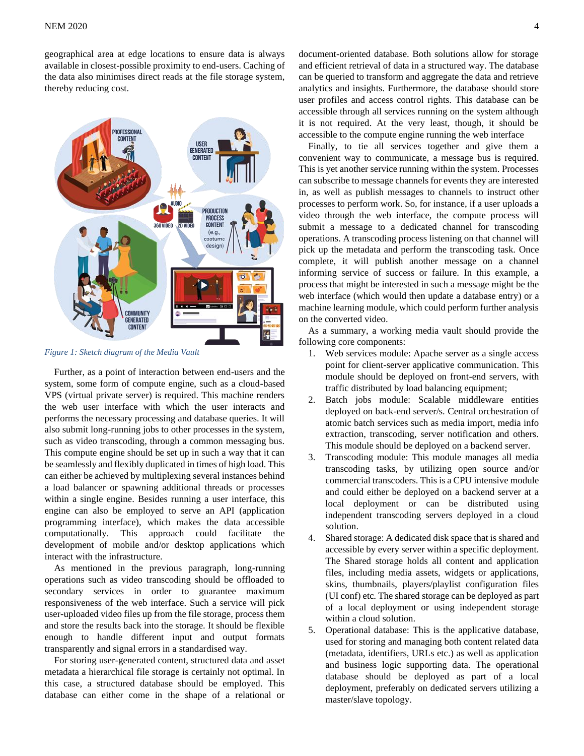geographical area at edge locations to ensure data is always available in closest-possible proximity to end-users. Caching of the data also minimises direct reads at the file storage system, thereby reducing cost.

*Figure 1: Sketch diagram of the Media Vault*

Further, as a point of interaction between end-users and the system, some form of compute engine, such as a cloud-based VPS (virtual private server) is required. This machine renders the web user interface with which the user interacts and performs the necessary processing and database queries. It will also submit long-running jobs to other processes in the system, such as video transcoding, through a common message bus. This compute engine should be set up in such a way that it can be seamlessly and flexibly duplicated in times of high load. This can either be achieved by multiplexing several instances behind a load balancer or spawning additional threads or processes within a single engine. Besides running a user interface, this engine can also be employed to serve an API (application programming interface), which makes the data accessible computationally. This approach could facilitate the development of mobile and/or desktop applications which interact with the infrastructure.

As mentioned in the previous paragraph, long-running operations such as video transcoding should be offloaded to secondary services in order to guarantee maximum responsiveness of the web interface. Such a service will pick user-uploaded video files up from the file storage, process them and store the results back into the storage. It should be flexible enough to handle different input and output formats transparently and signal errors in a standardised way.

For storing user-generated content, structured data and asset metadata a hierarchical file storage is certainly not optimal. In this case, a structured database should be employed. This database can either come in the shape of a relational or document-oriented database. Both solutions allow for storage and efficient retrieval of data in a structured way. The database can be queried to transform and aggregate the data and retrieve analytics and insights. Furthermore, the database should store user profiles and access control rights. This database can be accessible through all services running on the system although it is not required. At the very least, though, it should be accessible to the compute engine running the web interface

Finally, to tie all services together and give them a convenient way to communicate, a message bus is required. This is yet another service running within the system. Processes can subscribe to message channels for events they are interested in, as well as publish messages to channels to instruct other processes to perform work. So, for instance, if a user uploads a video through the web interface, the compute process will submit a message to a dedicated channel for transcoding operations. A transcoding process listening on that channel will pick up the metadata and perform the transcoding task. Once complete, it will publish another message on a channel informing service of success or failure. In this example, a process that might be interested in such a message might be the web interface (which would then update a database entry) or a machine learning module, which could perform further analysis on the converted video.

As a summary, a working media vault should provide the following core components:

1. Web services module: Apache server as a single access point for client-server applicative communication. This module should be deployed on front-end servers, with traffic distributed by load balancing equipment;
2. Batch jobs module: Scalable middleware entities deployed on back-end server/s. Central orchestration of atomic batch services such as media import, media info extraction, transcoding, server notification and others. This module should be deployed on a backend server.
3. Transcoding module: This module manages all media transcoding tasks, by utilizing open source and/or commercial transcoders. This is a CPU intensive module and could either be deployed on a backend server at a local deployment or can be distributed using independent transcoding servers deployed in a cloud solution.
4. Shared storage: A dedicated disk space that is shared and accessible by every server within a specific deployment. The Shared storage holds all content and application files, including media assets, widgets or applications, skins, thumbnails, players/playlist configuration files (UI conf) etc. The shared storage can be deployed as part of a local deployment or using independent storage within a cloud solution.
5. Operational database: This is the applicative database, used for storing and managing both content related data (metadata, identifiers, URLs etc.) as well as application and business logic supporting data. The operational database should be deployed as part of a local deployment, preferably on dedicated servers utilizing a master/slave topology.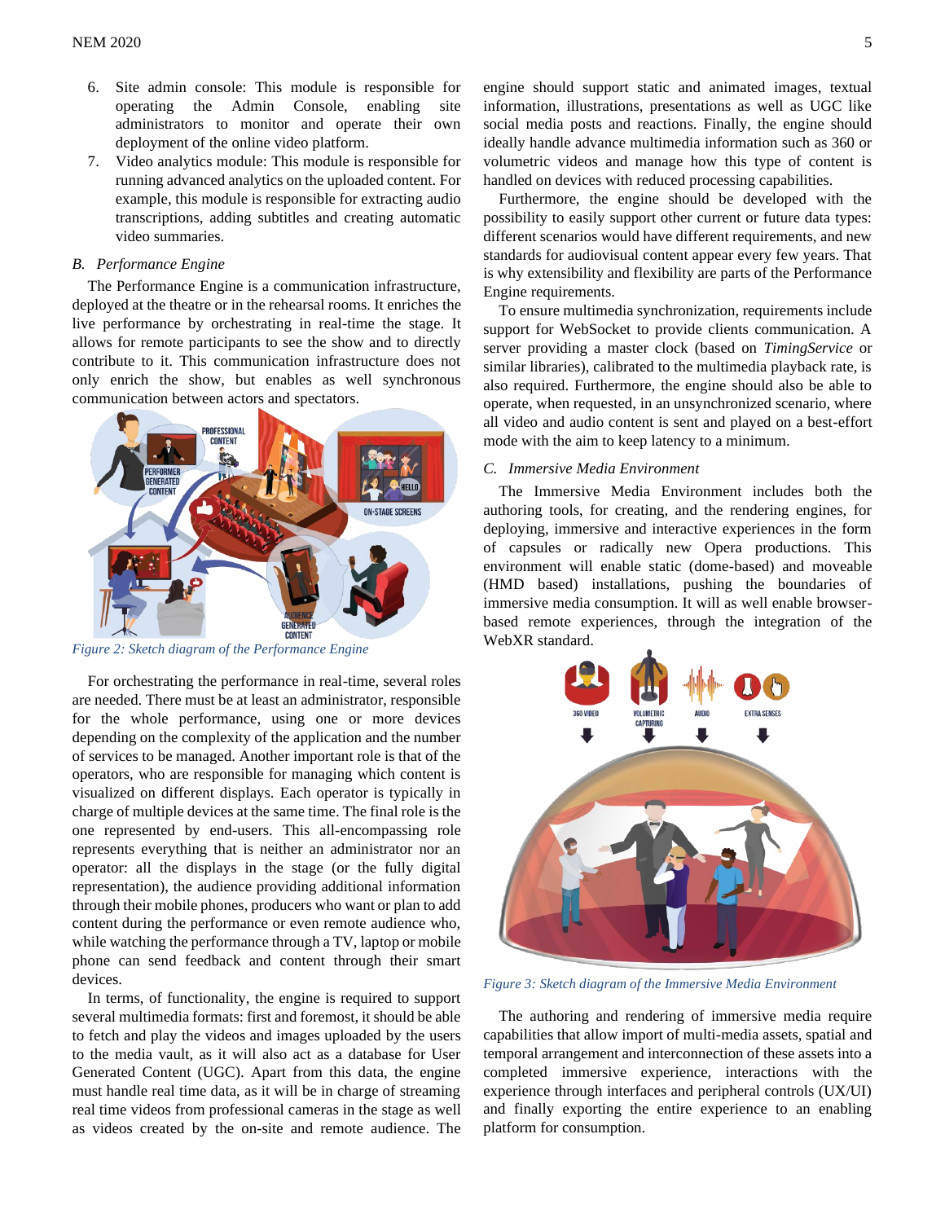6. Site admin console: This module is responsible for operating the Admin Console, enabling site administrators to monitor and operate their own deployment of the online video platform.
7. Video analytics module: This module is responsible for running advanced analytics on the uploaded content. For example, this module is responsible for extracting audio transcriptions, adding subtitles and creating automatic video summaries.

### B. Performance Engine

The Performance Engine is a communication infrastructure, deployed at the theatre or in the rehearsal rooms. It enriches the live performance by orchestrating in real-time the stage. It allows for remote participants to see the show and to directly contribute to it. This communication infrastructure does not only enrich the show, but enables as well synchronous communication between actors and spectators.

*Figure 2: Sketch diagram of the Performance Engine*

For orchestrating the performance in real-time, several roles are needed. There must be at least an administrator, responsible for the whole performance, using one or more devices depending on the complexity of the application and the number of services to be managed. Another important role is that of the operators, who are responsible for managing which content is visualized on different displays. Each operator is typically in charge of multiple devices at the same time. The final role is the one represented by end-users. This all-encompassing role represents everything that is neither an administrator nor an operator: all the displays in the stage (or the fully digital representation), the audience providing additional information through their mobile phones, producers who want or plan to add content during the performance or even remote audience who, while watching the performance through a TV, laptop or mobile phone can send feedback and content through their smart devices.

In terms, of functionality, the engine is required to support several multimedia formats: first and foremost, it should be able to fetch and play the videos and images uploaded by the users to the media vault, as it will also act as a database for User Generated Content (UGC). Apart from this data, the engine must handle real time data, as it will be in charge of streaming real time videos from professional cameras in the stage as well as videos created by the on-site and remote audience. The engine should support static and animated images, textual information, illustrations, presentations as well as UGC like social media posts and reactions. Finally, the engine should ideally handle advance multimedia information such as 360 or volumetric videos and manage how this type of content is handled on devices with reduced processing capabilities.

Furthermore, the engine should be developed with the possibility to easily support other current or future data types: different scenarios would have different requirements, and new standards for audiovisual content appear every few years. That is why extensibility and flexibility are parts of the Performance Engine requirements.

To ensure multimedia synchronization, requirements include support for WebSocket to provide clients communication. A server providing a master clock (based on *TimingService* or similar libraries), calibrated to the multimedia playback rate, is also required. Furthermore, the engine should also be able to operate, when requested, in an unsynchronized scenario, where all video and audio content is sent and played on a best-effort mode with the aim to keep latency to a minimum.

### C. Immersive Media Environment

The Immersive Media Environment includes both the authoring tools, for creating, and the rendering engines, for deploying, immersive and interactive experiences in the form of capsules or radically new Opera productions. This environment will enable static (dome-based) and moveable (HMD based) installations, pushing the boundaries of immersive media consumption. It will as well enable browser-based remote experiences, through the integration of the WebXR standard.

*Figure 3: Sketch diagram of the Immersive Media Environment*

The authoring and rendering of immersive media require capabilities that allow import of multi-media assets, spatial and temporal arrangement and interconnection of these assets into a completed immersive experience, interactions with the experience through interfaces and peripheral controls (UX/UI) and finally exporting the entire experience to an enabling platform for consumption.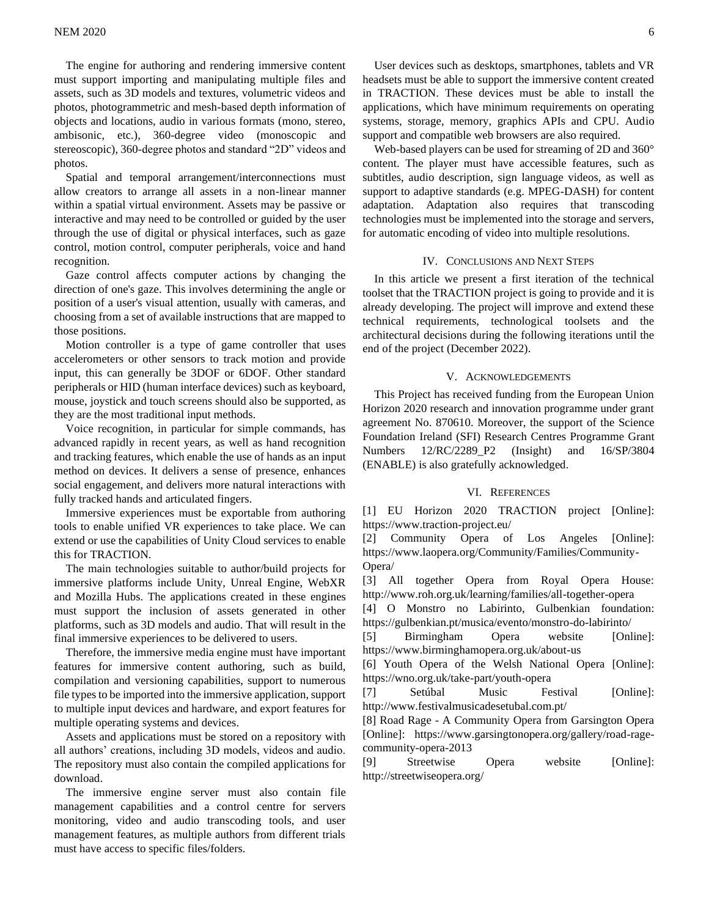The engine for authoring and rendering immersive content must support importing and manipulating multiple files and assets, such as 3D models and textures, volumetric videos and photos, photogrammetric and mesh-based depth information of objects and locations, audio in various formats (mono, stereo, ambisonic, etc.), 360-degree video (monoscopic and stereoscopic), 360-degree photos and standard "2D" videos and photos.

Spatial and temporal arrangement/interconnections must allow creators to arrange all assets in a non-linear manner within a spatial virtual environment. Assets may be passive or interactive and may need to be controlled or guided by the user through the use of digital or physical interfaces, such as gaze control, motion control, computer peripherals, voice and hand recognition.

Gaze control affects computer actions by changing the direction of one's gaze. This involves determining the angle or position of a user's visual attention, usually with cameras, and choosing from a set of available instructions that are mapped to those positions.

Motion controller is a type of game controller that uses accelerometers or other sensors to track motion and provide input, this can generally be 3DOF or 6DOF. Other standard peripherals or HID (human interface devices) such as keyboard, mouse, joystick and touch screens should also be supported, as they are the most traditional input methods.

Voice recognition, in particular for simple commands, has advanced rapidly in recent years, as well as hand recognition and tracking features, which enable the use of hands as an input method on devices. It delivers a sense of presence, enhances social engagement, and delivers more natural interactions with fully tracked hands and articulated fingers.

Immersive experiences must be exportable from authoring tools to enable unified VR experiences to take place. We can extend or use the capabilities of Unity Cloud services to enable this for TRACTION.

The main technologies suitable to author/build projects for immersive platforms include Unity, Unreal Engine, WebXR and Mozilla Hubs. The applications created in these engines must support the inclusion of assets generated in other platforms, such as 3D models and audio. That will result in the final immersive experiences to be delivered to users.

Therefore, the immersive media engine must have important features for immersive content authoring, such as build, compilation and versioning capabilities, support to numerous file types to be imported into the immersive application, support to multiple input devices and hardware, and export features for multiple operating systems and devices.

Assets and applications must be stored on a repository with all authors' creations, including 3D models, videos and audio. The repository must also contain the compiled applications for download.

The immersive engine server must also contain file management capabilities and a control centre for servers monitoring, video and audio transcoding tools, and user management features, as multiple authors from different trials must have access to specific files/folders.

User devices such as desktops, smartphones, tablets and VR headsets must be able to support the immersive content created in TRACTION. These devices must be able to install the applications, which have minimum requirements on operating systems, storage, memory, graphics APIs and CPU. Audio support and compatible web browsers are also required.

Web-based players can be used for streaming of 2D and 360° content. The player must have accessible features, such as subtitles, audio description, sign language videos, as well as support to adaptive standards (e.g. MPEG-DASH) for content adaptation. Adaptation also requires that transcoding technologies must be implemented into the storage and servers, for automatic encoding of video into multiple resolutions.

## IV. Conclusions and Next Steps

In this article we present a first iteration of the technical toolset that the TRACTION project is going to provide and it is already developing. The project will improve and extend these technical requirements, technological toolsets and the architectural decisions during the following iterations until the end of the project (December 2022).

## V. Acknowledgements

This Project has received funding from the European Union Horizon 2020 research and innovation programme under grant agreement No. 870610. Moreover, the support of the Science Foundation Ireland (SFI) Research Centres Programme Grant Numbers 12/RC/2289_P2 (Insight) and 16/SP/3804 (ENABLE) is also gratefully acknowledged.

## VI. References

[1] EU Horizon 2020 TRACTION project [Online]: https://www.traction-project.eu/

[2] Community Opera of Los Angeles [Online]: https://www.laopera.org/Community/Families/Community-Opera/

[3] All together Opera from Royal Opera House: http://www.roh.org.uk/learning/families/all-together-opera

[4] O Monstro no Labirinto, Gulbenkian foundation: https://gulbenkian.pt/musica/evento/monstro-do-labirinto/

[5] Birmingham Opera website [Online]: https://www.birminghamopera.org.uk/about-us

[6] Youth Opera of the Welsh National Opera [Online]: https://wno.org.uk/take-part/youth-opera

[7] Setúbal Music Festival [Online]: http://www.festivalmusicadesetubal.com.pt/

[8] Road Rage - A Community Opera from Garsington Opera [Online]: https://www.garsingtonopera.org/gallery/road-rage-community-opera-2013

[9] Streetwise Opera website [Online]: http://streetwiseopera.org/